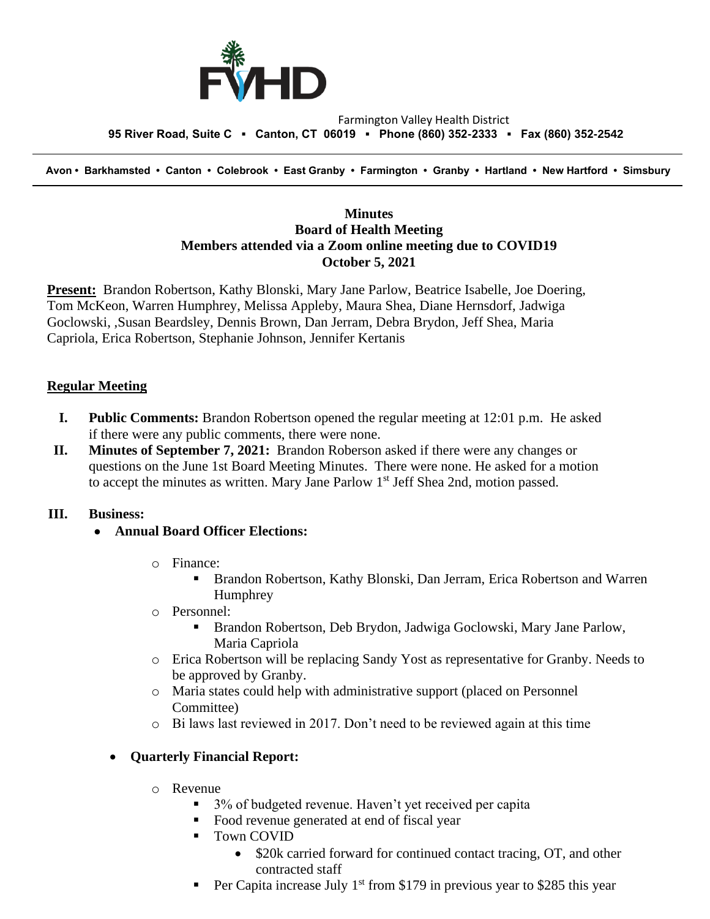FVHD

Farmington Valley Health District

**95 River Road, Suite C ▪ Canton, CT 06019 ▪ Phone (860) 352-2333 ▪ Fax (860) 352-2542**

---

**Avon • Barkhamsted • Canton • Colebrook • East Granby • Farmington • Granby • Hartland • New Hartford • Simsbury**

---

**Minutes**
**Board of Health Meeting**
**Members attended via a Zoom online meeting due to COVID19**
**October 5, 2021**

**Present:** Brandon Robertson, Kathy Blonski, Mary Jane Parlow, Beatrice Isabelle, Joe Doering, Tom McKeon, Warren Humphrey, Melissa Appleby, Maura Shea, Diane Hernsdorf, Jadwiga Goclowski, ,Susan Beardsley, Dennis Brown, Dan Jerram, Debra Brydon, Jeff Shea, Maria Capriola, Erica Robertson, Stephanie Johnson, Jennifer Kertanis

## Regular Meeting

I. **Public Comments:** Brandon Robertson opened the regular meeting at 12:01 p.m. He asked if there were any public comments, there were none.

II. **Minutes of September 7, 2021:** Brandon Roberson asked if there were any changes or questions on the June 1st Board Meeting Minutes. There were none. He asked for a motion to accept the minutes as written. Mary Jane Parlow 1st Jeff Shea 2nd, motion passed.

III. **Business:**

- **Annual Board Officer Elections:**
  - Finance:
    - Brandon Robertson, Kathy Blonski, Dan Jerram, Erica Robertson and Warren Humphrey
  - Personnel:
    - Brandon Robertson, Deb Brydon, Jadwiga Goclowski, Mary Jane Parlow, Maria Capriola
  - Erica Robertson will be replacing Sandy Yost as representative for Granby. Needs to be approved by Granby.
  - Maria states could help with administrative support (placed on Personnel Committee)
  - Bi laws last reviewed in 2017. Don't need to be reviewed again at this time

- **Quarterly Financial Report:**
  - Revenue
    - 3% of budgeted revenue. Haven't yet received per capita
    - Food revenue generated at end of fiscal year
    - Town COVID
      - $20k carried forward for continued contact tracing, OT, and other contracted staff
    - Per Capita increase July 1st from $179 in previous year to $285 this year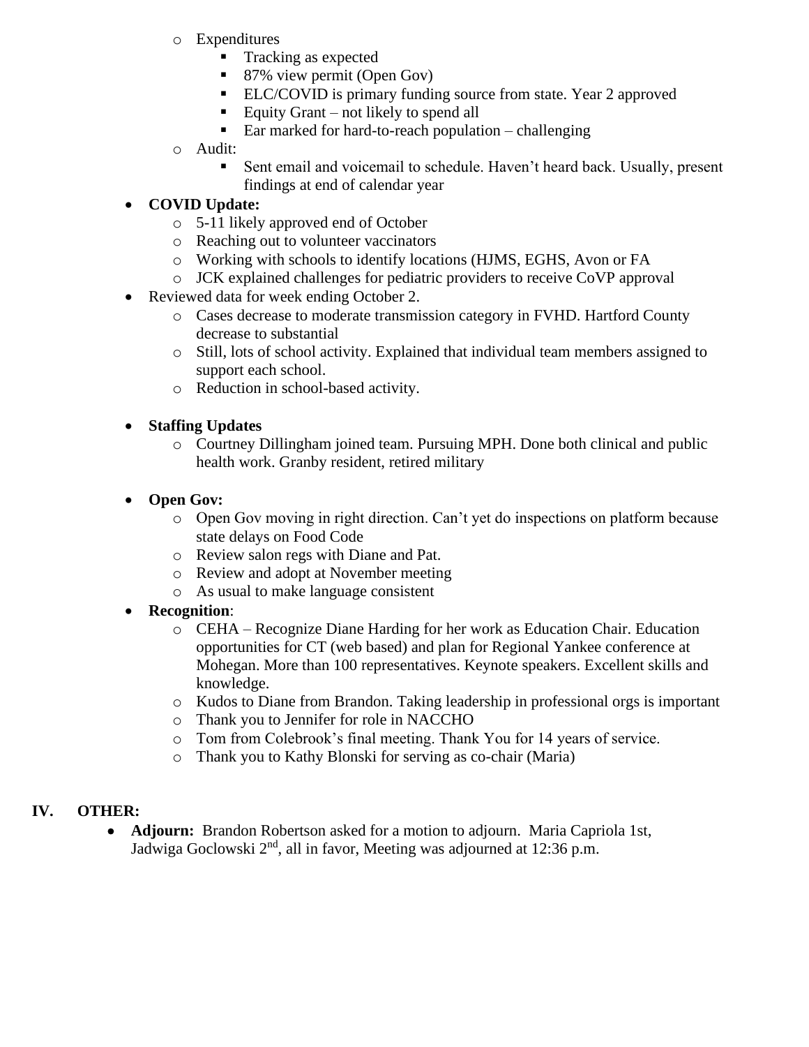- Expenditures
  - Tracking as expected
  - 87% view permit (Open Gov)
  - ELC/COVID is primary funding source from state. Year 2 approved
  - Equity Grant – not likely to spend all
  - Ear marked for hard-to-reach population – challenging
- Audit:
  - Sent email and voicemail to schedule. Haven't heard back. Usually, present findings at end of calendar year

- **COVID Update:**
  - 5-11 likely approved end of October
  - Reaching out to volunteer vaccinators
  - Working with schools to identify locations (HJMS, EGHS, Avon or FA
  - JCK explained challenges for pediatric providers to receive CoVP approval
- Reviewed data for week ending October 2.
  - Cases decrease to moderate transmission category in FVHD. Hartford County decrease to substantial
  - Still, lots of school activity. Explained that individual team members assigned to support each school.
  - Reduction in school-based activity.

- **Staffing Updates**
  - Courtney Dillingham joined team. Pursuing MPH. Done both clinical and public health work. Granby resident, retired military

- **Open Gov:**
  - Open Gov moving in right direction. Can't yet do inspections on platform because state delays on Food Code
  - Review salon regs with Diane and Pat.
  - Review and adopt at November meeting
  - As usual to make language consistent
- **Recognition**:
  - CEHA – Recognize Diane Harding for her work as Education Chair. Education opportunities for CT (web based) and plan for Regional Yankee conference at Mohegan. More than 100 representatives. Keynote speakers. Excellent skills and knowledge.
  - Kudos to Diane from Brandon. Taking leadership in professional orgs is important
  - Thank you to Jennifer for role in NACCHO
  - Tom from Colebrook's final meeting. Thank You for 14 years of service.
  - Thank you to Kathy Blonski for serving as co-chair (Maria)

## IV. OTHER:

- **Adjourn:** Brandon Robertson asked for a motion to adjourn. Maria Capriola 1st, Jadwiga Goclowski 2nd, all in favor, Meeting was adjourned at 12:36 p.m.